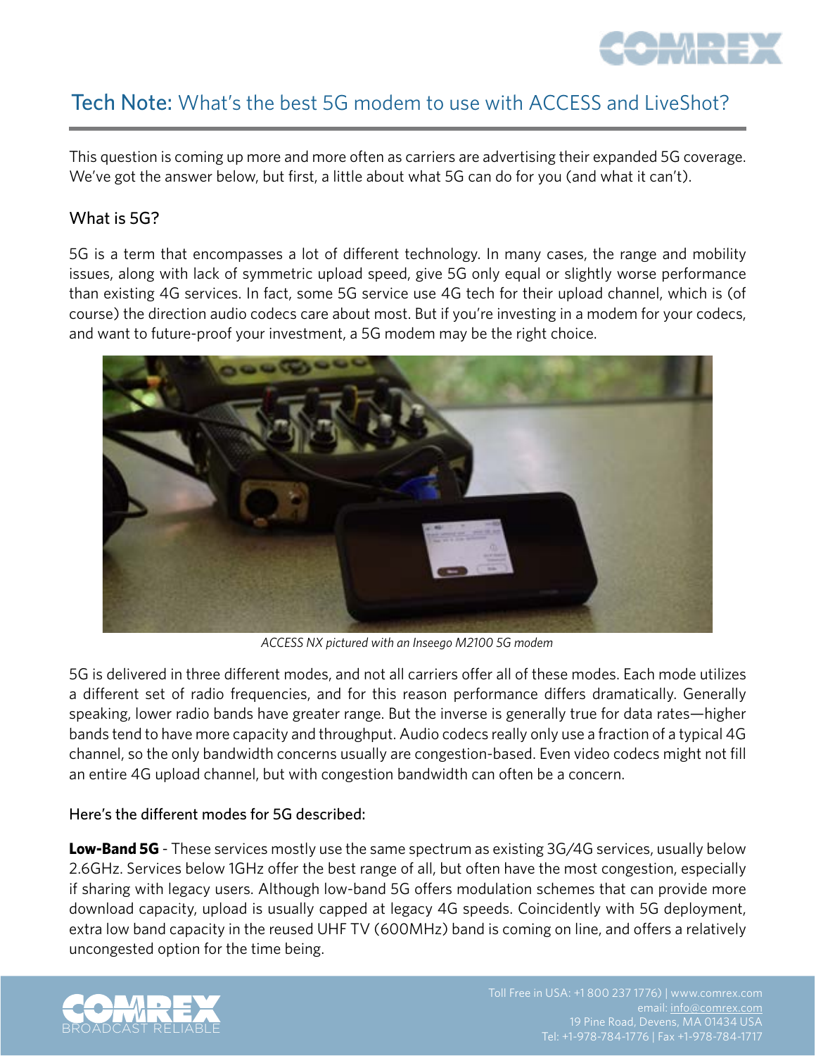# Tech Note: What's the best 5G modem to use with ACCESS and LiveShot?

This question is coming up more and more often as carriers are advertising their expanded 5G coverage. We've got the answer below, but first, a little about what 5G can do for you (and what it can't).

## What is 5G?

5G is a term that encompasses a lot of different technology. In many cases, the range and mobility issues, along with lack of symmetric upload speed, give 5G only equal or slightly worse performance than existing 4G services. In fact, some 5G service use 4G tech for their upload channel, which is (of course) the direction audio codecs care about most. But if you're investing in a modem for your codecs, and want to future-proof your investment, a 5G modem may be the right choice.

*ACCESS NX pictured with an Inseego M2100 5G modem*

5G is delivered in three different modes, and not all carriers offer all of these modes. Each mode utilizes a different set of radio frequencies, and for this reason performance differs dramatically. Generally speaking, lower radio bands have greater range. But the inverse is generally true for data rates—higher bands tend to have more capacity and throughput. Audio codecs really only use a fraction of a typical 4G channel, so the only bandwidth concerns usually are congestion-based. Even video codecs might not fill an entire 4G upload channel, but with congestion bandwidth can often be a concern.

### Here's the different modes for 5G described:

**Low-Band 5G** - These services mostly use the same spectrum as existing 3G/4G services, usually below 2.6GHz. Services below 1GHz offer the best range of all, but often have the most congestion, especially if sharing with legacy users. Although low-band 5G offers modulation schemes that can provide more download capacity, upload is usually capped at legacy 4G speeds. Coincidently with 5G deployment, extra low band capacity in the reused UHF TV (600MHz) band is coming on line, and offers a relatively uncongested option for the time being.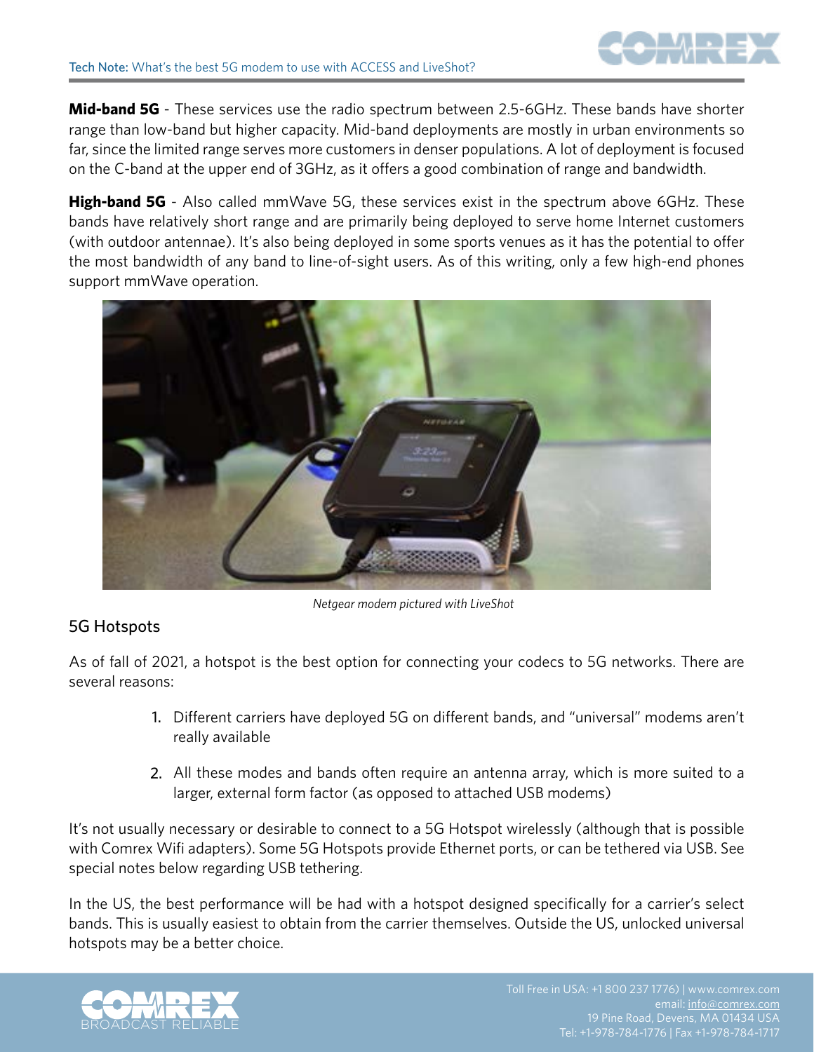**Mid-band 5G** - These services use the radio spectrum between 2.5-6GHz. These bands have shorter range than low-band but higher capacity. Mid-band deployments are mostly in urban environments so far, since the limited range serves more customers in denser populations. A lot of deployment is focused on the C-band at the upper end of 3GHz, as it offers a good combination of range and bandwidth.

**High-band 5G** - Also called mmWave 5G, these services exist in the spectrum above 6GHz. These bands have relatively short range and are primarily being deployed to serve home Internet customers (with outdoor antennae). It's also being deployed in some sports venues as it has the potential to offer the most bandwidth of any band to line-of-sight users. As of this writing, only a few high-end phones support mmWave operation.

*Netgear modem pictured with LiveShot*

## 5G Hotspots

As of fall of 2021, a hotspot is the best option for connecting your codecs to 5G networks. There are several reasons:

1. Different carriers have deployed 5G on different bands, and "universal" modems aren't really available
2. All these modes and bands often require an antenna array, which is more suited to a larger, external form factor (as opposed to attached USB modems)

It's not usually necessary or desirable to connect to a 5G Hotspot wirelessly (although that is possible with Comrex Wifi adapters). Some 5G Hotspots provide Ethernet ports, or can be tethered via USB. See special notes below regarding USB tethering.

In the US, the best performance will be had with a hotspot designed specifically for a carrier's select bands. This is usually easiest to obtain from the carrier themselves. Outside the US, unlocked universal hotspots may be a better choice.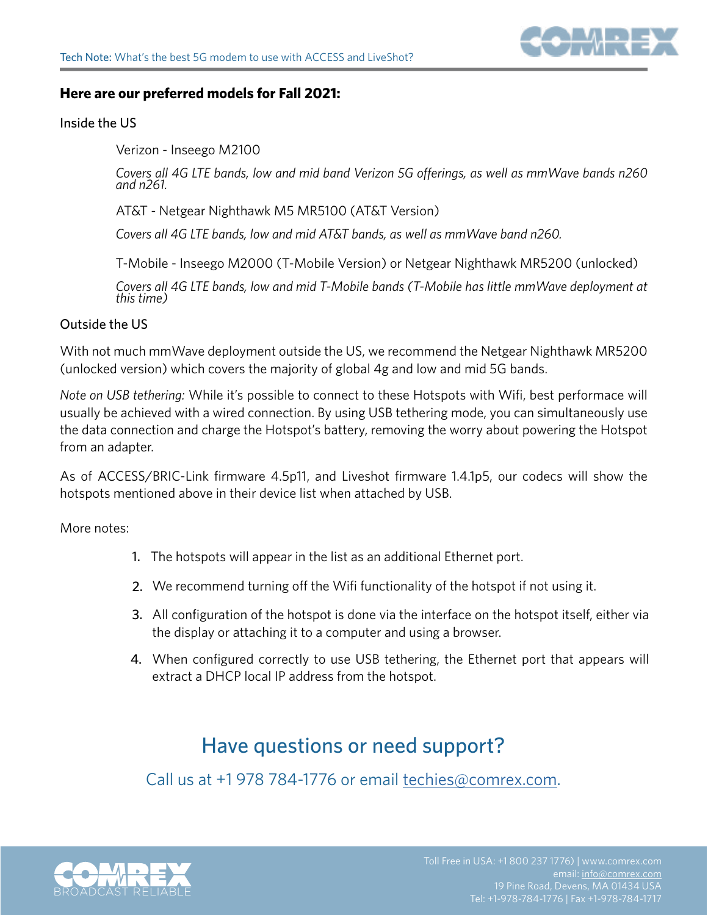**Here are our preferred models for Fall 2021:**

Inside the US

Verizon - Inseego M2100

*Covers all 4G LTE bands, low and mid band Verizon 5G offerings, as well as mmWave bands n260 and n261.*

AT&T - Netgear Nighthawk M5 MR5100 (AT&T Version)

*Covers all 4G LTE bands, low and mid AT&T bands, as well as mmWave band n260.*

T-Mobile - Inseego M2000 (T-Mobile Version) or Netgear Nighthawk MR5200 (unlocked)

*Covers all 4G LTE bands, low and mid T-Mobile bands (T-Mobile has little mmWave deployment at this time)*

Outside the US

With not much mmWave deployment outside the US, we recommend the Netgear Nighthawk MR5200 (unlocked version) which covers the majority of global 4g and low and mid 5G bands.

*Note on USB tethering:* While it's possible to connect to these Hotspots with Wifi, best performace will usually be achieved with a wired connection. By using USB tethering mode, you can simultaneously use the data connection and charge the Hotspot's battery, removing the worry about powering the Hotspot from an adapter.

As of ACCESS/BRIC-Link firmware 4.5p11, and Liveshot firmware 1.4.1p5, our codecs will show the hotspots mentioned above in their device list when attached by USB.

More notes:

1. The hotspots will appear in the list as an additional Ethernet port.
2. We recommend turning off the Wifi functionality of the hotspot if not using it.
3. All configuration of the hotspot is done via the interface on the hotspot itself, either via the display or attaching it to a computer and using a browser.
4. When configured correctly to use USB tethering, the Ethernet port that appears will extract a DHCP local IP address from the hotspot.

## Have questions or need support?

Call us at +1 978 784-1776 or email techies@comrex.com.

Toll Free in USA: +1 800 237 1776) | www.comrex.com
email: info@comrex.com
19 Pine Road, Devens, MA 01434 USA
Tel: +1-978-784-1776 | Fax +1-978-784-1717